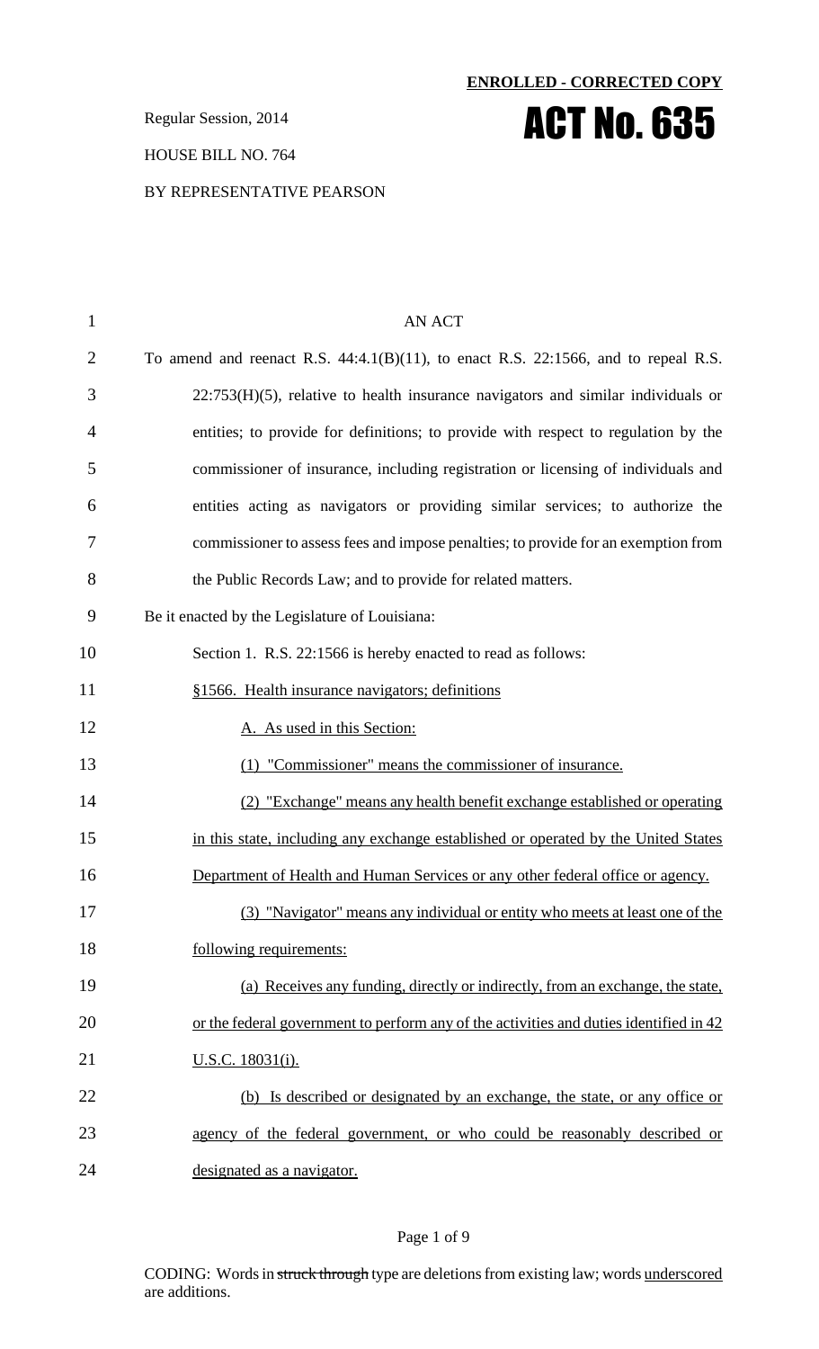**ENROLLED - CORRECTED COPY**

Regular Session, 2014

# ACT No. 635

HOUSE BILL NO. 764

BY REPRESENTATIVE PEARSON

AN ACT

To amend and reenact R.S. 44:4.1(B)(11), to enact R.S. 22:1566, and to repeal R.S. 22:753(H)(5), relative to health insurance navigators and similar individuals or entities; to provide for definitions; to provide with respect to regulation by the commissioner of insurance, including registration or licensing of individuals and entities acting as navigators or providing similar services; to authorize the commissioner to assess fees and impose penalties; to provide for an exemption from the Public Records Law; and to provide for related matters.

Be it enacted by the Legislature of Louisiana:

Section 1. R.S. 22:1566 is hereby enacted to read as follows:

<u>§1566. Health insurance navigators; definitions</u>

<u>A. As used in this Section:</u>

<u>(1) "Commissioner" means the commissioner of insurance.</u>

<u>(2) "Exchange" means any health benefit exchange established or operating in this state, including any exchange established or operated by the United States Department of Health and Human Services or any other federal office or agency.</u>

<u>(3) "Navigator" means any individual or entity who meets at least one of the following requirements:</u>

<u>(a) Receives any funding, directly or indirectly, from an exchange, the state, or the federal government to perform any of the activities and duties identified in 42 U.S.C. 18031(i).</u>

<u>(b) Is described or designated by an exchange, the state, or any office or agency of the federal government, or who could be reasonably described or designated as a navigator.</u>

CODING: Words in ~~struck through~~ type are deletions from existing law; words <u>underscored</u> are additions.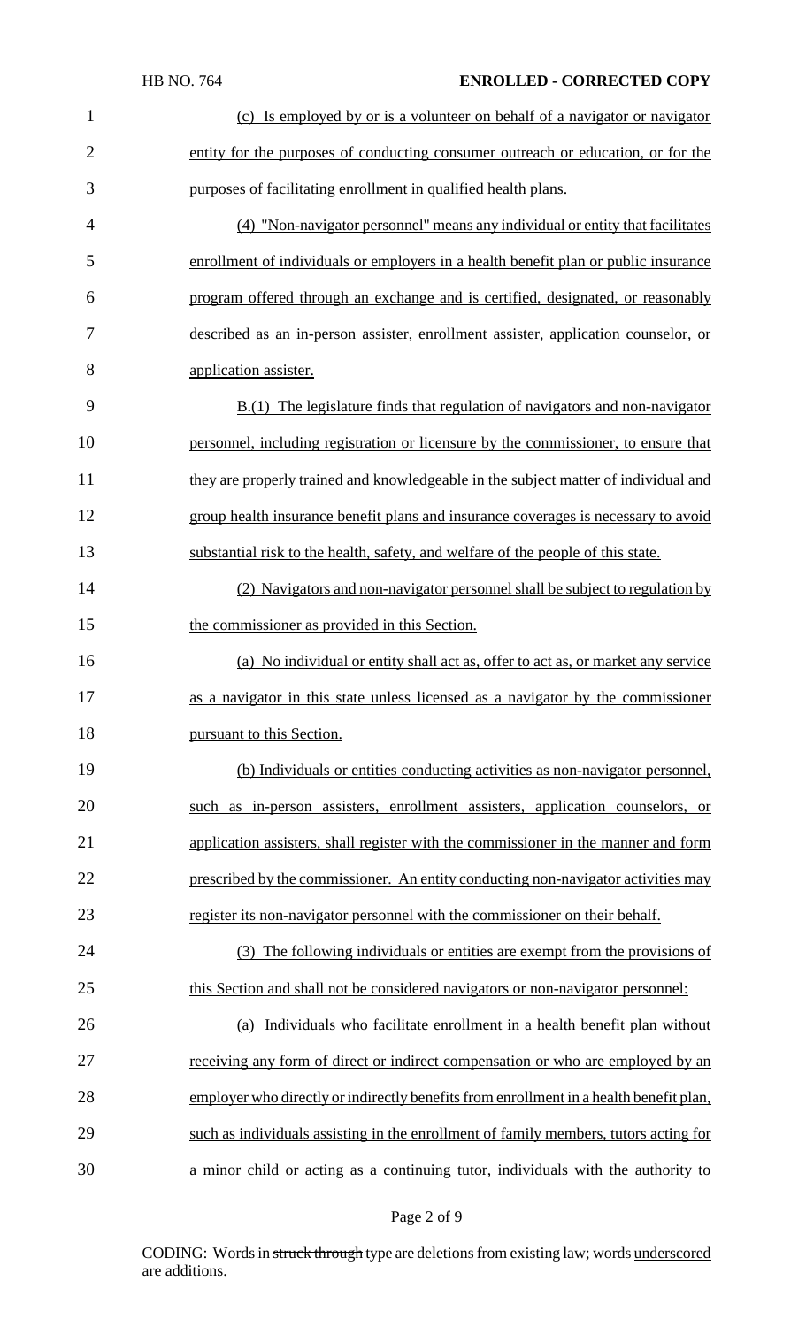(c) Is employed by or is a volunteer on behalf of a navigator or navigator entity for the purposes of conducting consumer outreach or education, or for the purposes of facilitating enrollment in qualified health plans.

(4) "Non-navigator personnel" means any individual or entity that facilitates enrollment of individuals or employers in a health benefit plan or public insurance program offered through an exchange and is certified, designated, or reasonably described as an in-person assister, enrollment assister, application counselor, or application assister.

B.(1) The legislature finds that regulation of navigators and non-navigator personnel, including registration or licensure by the commissioner, to ensure that they are properly trained and knowledgeable in the subject matter of individual and group health insurance benefit plans and insurance coverages is necessary to avoid substantial risk to the health, safety, and welfare of the people of this state.

(2) Navigators and non-navigator personnel shall be subject to regulation by the commissioner as provided in this Section.

(a) No individual or entity shall act as, offer to act as, or market any service as a navigator in this state unless licensed as a navigator by the commissioner pursuant to this Section.

(b) Individuals or entities conducting activities as non-navigator personnel, such as in-person assisters, enrollment assisters, application counselors, or application assisters, shall register with the commissioner in the manner and form prescribed by the commissioner. An entity conducting non-navigator activities may register its non-navigator personnel with the commissioner on their behalf.

(3) The following individuals or entities are exempt from the provisions of this Section and shall not be considered navigators or non-navigator personnel:

(a) Individuals who facilitate enrollment in a health benefit plan without receiving any form of direct or indirect compensation or who are employed by an employer who directly or indirectly benefits from enrollment in a health benefit plan, such as individuals assisting in the enrollment of family members, tutors acting for a minor child or acting as a continuing tutor, individuals with the authority to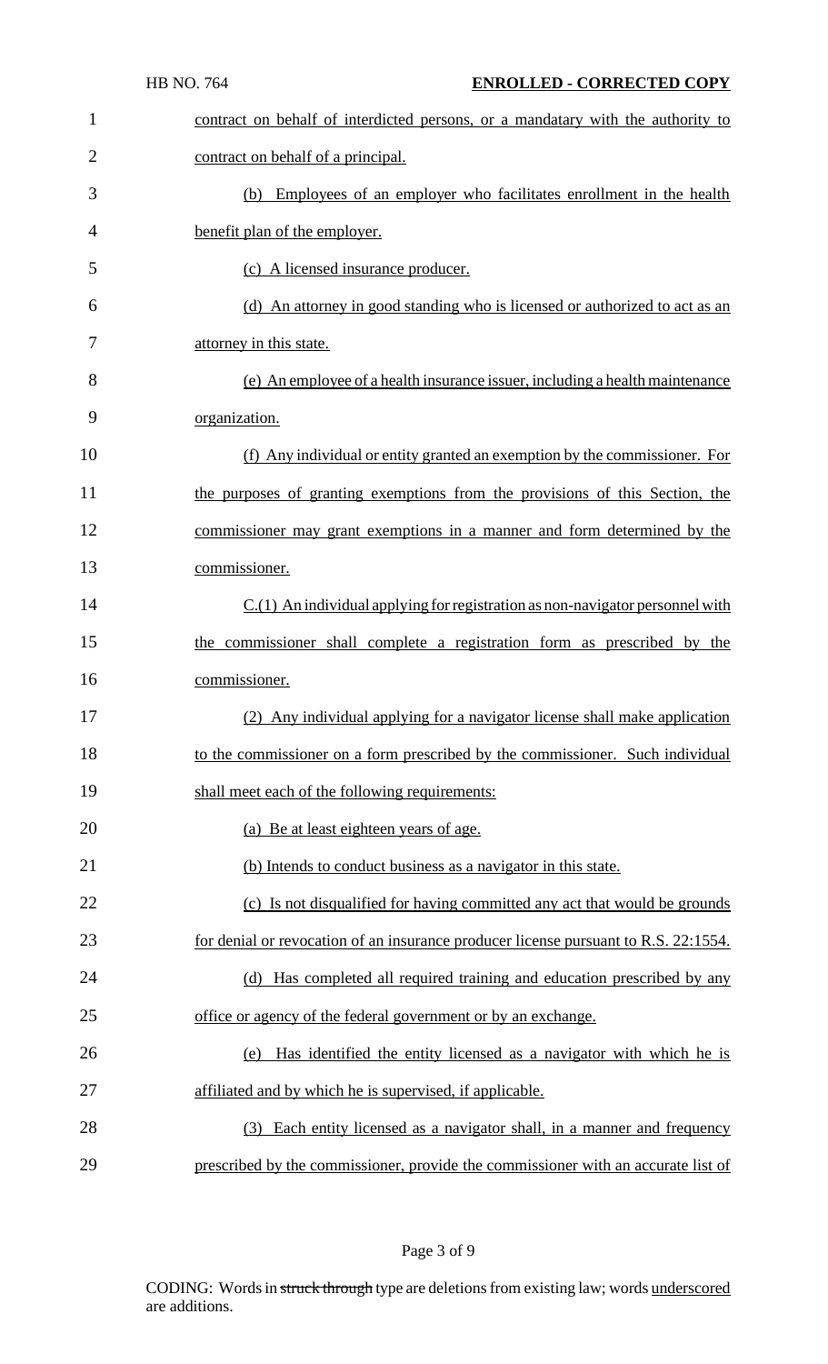contract on behalf of interdicted persons, or a mandatary with the authority to contract on behalf of a principal.

(b) Employees of an employer who facilitates enrollment in the health benefit plan of the employer.

(c) A licensed insurance producer.

(d) An attorney in good standing who is licensed or authorized to act as an attorney in this state.

(e) An employee of a health insurance issuer, including a health maintenance organization.

(f) Any individual or entity granted an exemption by the commissioner. For the purposes of granting exemptions from the provisions of this Section, the commissioner may grant exemptions in a manner and form determined by the commissioner.

C.(1) An individual applying for registration as non-navigator personnel with the commissioner shall complete a registration form as prescribed by the commissioner.

(2) Any individual applying for a navigator license shall make application to the commissioner on a form prescribed by the commissioner. Such individual shall meet each of the following requirements:

(a) Be at least eighteen years of age.

(b) Intends to conduct business as a navigator in this state.

(c) Is not disqualified for having committed any act that would be grounds for denial or revocation of an insurance producer license pursuant to R.S. 22:1554.

(d) Has completed all required training and education prescribed by any office or agency of the federal government or by an exchange.

(e) Has identified the entity licensed as a navigator with which he is affiliated and by which he is supervised, if applicable.

(3) Each entity licensed as a navigator shall, in a manner and frequency prescribed by the commissioner, provide the commissioner with an accurate list of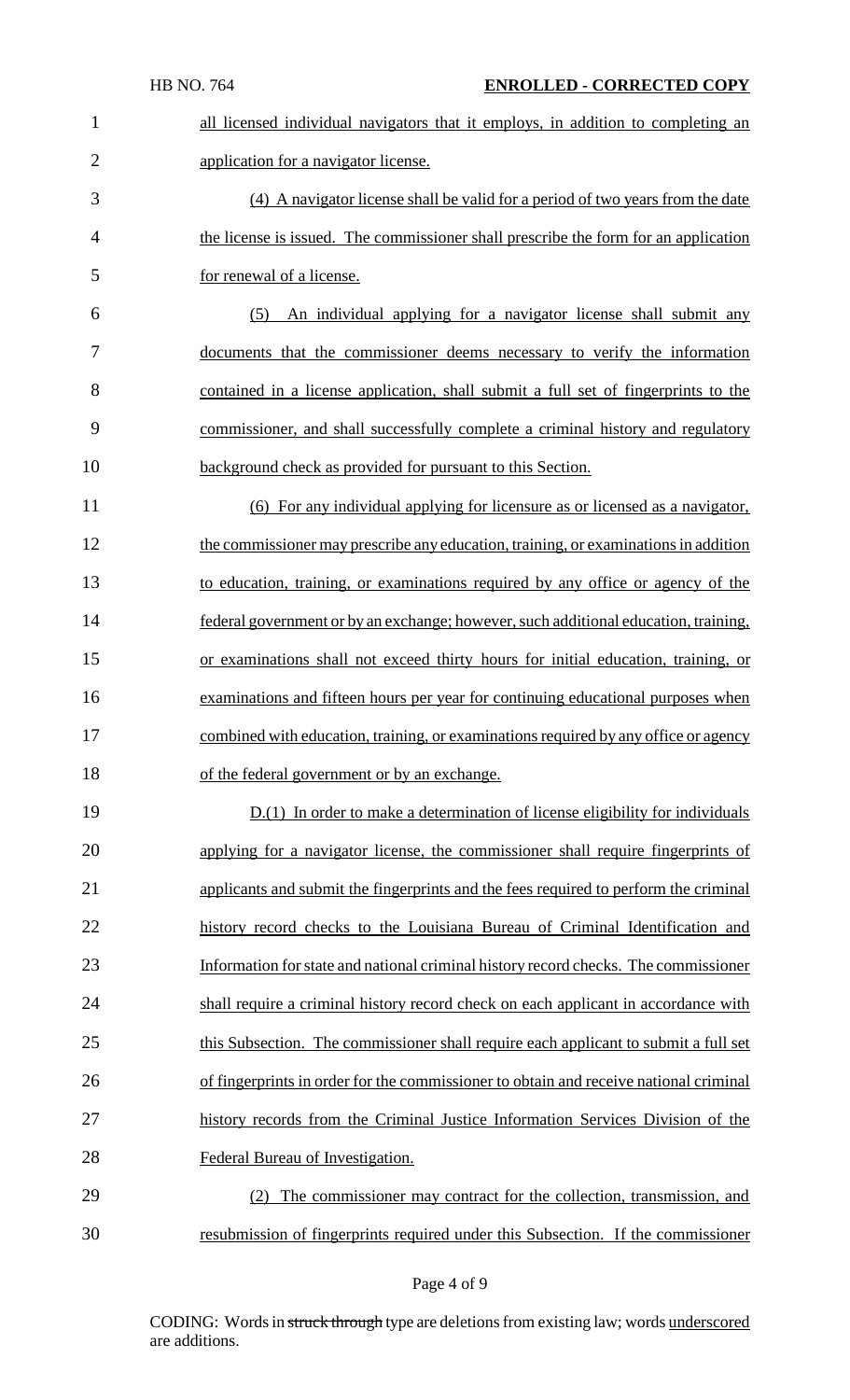all licensed individual navigators that it employs, in addition to completing an application for a navigator license.

(4) A navigator license shall be valid for a period of two years from the date the license is issued. The commissioner shall prescribe the form for an application for renewal of a license.

(5) An individual applying for a navigator license shall submit any documents that the commissioner deems necessary to verify the information contained in a license application, shall submit a full set of fingerprints to the commissioner, and shall successfully complete a criminal history and regulatory background check as provided for pursuant to this Section.

(6) For any individual applying for licensure as or licensed as a navigator, the commissioner may prescribe any education, training, or examinations in addition to education, training, or examinations required by any office or agency of the federal government or by an exchange; however, such additional education, training, or examinations shall not exceed thirty hours for initial education, training, or examinations and fifteen hours per year for continuing educational purposes when combined with education, training, or examinations required by any office or agency of the federal government or by an exchange.

D.(1) In order to make a determination of license eligibility for individuals applying for a navigator license, the commissioner shall require fingerprints of applicants and submit the fingerprints and the fees required to perform the criminal history record checks to the Louisiana Bureau of Criminal Identification and Information for state and national criminal history record checks. The commissioner shall require a criminal history record check on each applicant in accordance with this Subsection. The commissioner shall require each applicant to submit a full set of fingerprints in order for the commissioner to obtain and receive national criminal history records from the Criminal Justice Information Services Division of the Federal Bureau of Investigation.

(2) The commissioner may contract for the collection, transmission, and resubmission of fingerprints required under this Subsection. If the commissioner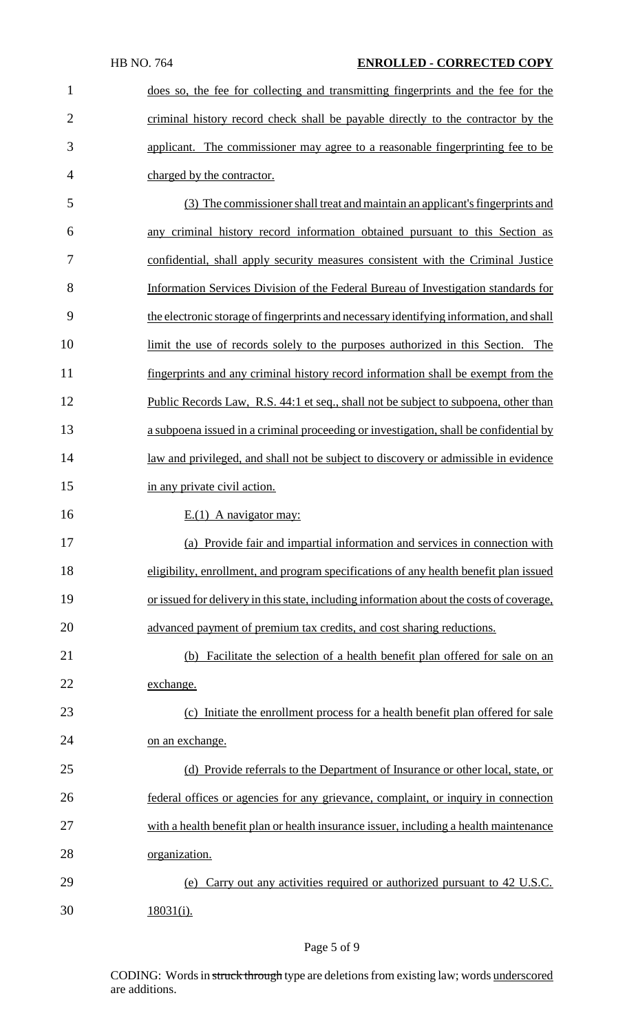does so, the fee for collecting and transmitting fingerprints and the fee for the criminal history record check shall be payable directly to the contractor by the applicant. The commissioner may agree to a reasonable fingerprinting fee to be charged by the contractor.

(3) The commissioner shall treat and maintain an applicant's fingerprints and any criminal history record information obtained pursuant to this Section as confidential, shall apply security measures consistent with the Criminal Justice Information Services Division of the Federal Bureau of Investigation standards for the electronic storage of fingerprints and necessary identifying information, and shall limit the use of records solely to the purposes authorized in this Section. The fingerprints and any criminal history record information shall be exempt from the Public Records Law, R.S. 44:1 et seq., shall not be subject to subpoena, other than a subpoena issued in a criminal proceeding or investigation, shall be confidential by law and privileged, and shall not be subject to discovery or admissible in evidence in any private civil action.

E.(1) A navigator may:

(a) Provide fair and impartial information and services in connection with eligibility, enrollment, and program specifications of any health benefit plan issued or issued for delivery in this state, including information about the costs of coverage, advanced payment of premium tax credits, and cost sharing reductions.

(b) Facilitate the selection of a health benefit plan offered for sale on an exchange.

(c) Initiate the enrollment process for a health benefit plan offered for sale on an exchange.

(d) Provide referrals to the Department of Insurance or other local, state, or federal offices or agencies for any grievance, complaint, or inquiry in connection with a health benefit plan or health insurance issuer, including a health maintenance organization.

(e) Carry out any activities required or authorized pursuant to 42 U.S.C. 18031(i).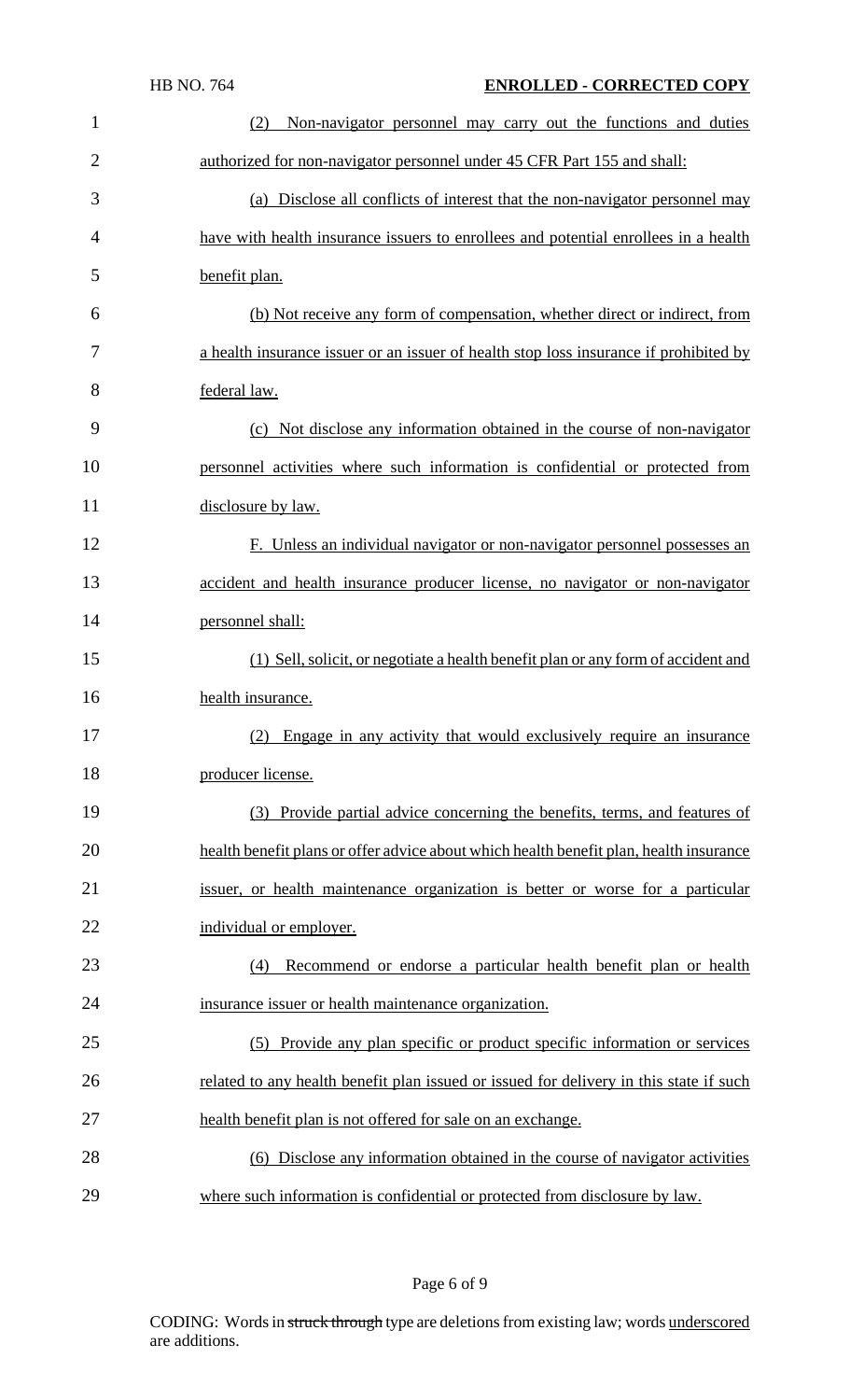(2) Non-navigator personnel may carry out the functions and duties authorized for non-navigator personnel under 45 CFR Part 155 and shall:

(a) Disclose all conflicts of interest that the non-navigator personnel may have with health insurance issuers to enrollees and potential enrollees in a health benefit plan.

(b) Not receive any form of compensation, whether direct or indirect, from a health insurance issuer or an issuer of health stop loss insurance if prohibited by federal law.

(c) Not disclose any information obtained in the course of non-navigator personnel activities where such information is confidential or protected from disclosure by law.

F. Unless an individual navigator or non-navigator personnel possesses an accident and health insurance producer license, no navigator or non-navigator personnel shall:

(1) Sell, solicit, or negotiate a health benefit plan or any form of accident and health insurance.

(2) Engage in any activity that would exclusively require an insurance producer license.

(3) Provide partial advice concerning the benefits, terms, and features of health benefit plans or offer advice about which health benefit plan, health insurance issuer, or health maintenance organization is better or worse for a particular individual or employer.

(4) Recommend or endorse a particular health benefit plan or health insurance issuer or health maintenance organization.

(5) Provide any plan specific or product specific information or services related to any health benefit plan issued or issued for delivery in this state if such health benefit plan is not offered for sale on an exchange.

(6) Disclose any information obtained in the course of navigator activities where such information is confidential or protected from disclosure by law.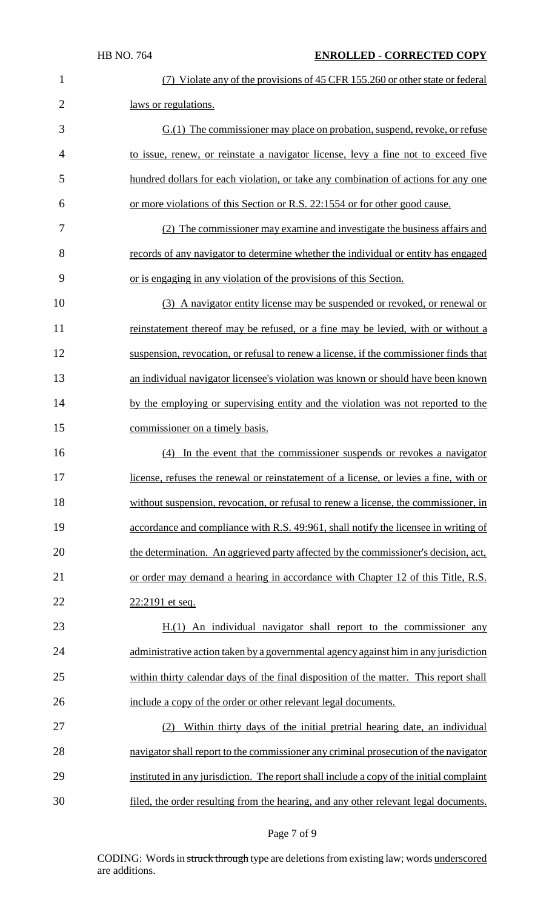(7) Violate any of the provisions of 45 CFR 155.260 or other state or federal laws or regulations.

G.(1) The commissioner may place on probation, suspend, revoke, or refuse to issue, renew, or reinstate a navigator license, levy a fine not to exceed five hundred dollars for each violation, or take any combination of actions for any one or more violations of this Section or R.S. 22:1554 or for other good cause.

(2) The commissioner may examine and investigate the business affairs and records of any navigator to determine whether the individual or entity has engaged or is engaging in any violation of the provisions of this Section.

(3) A navigator entity license may be suspended or revoked, or renewal or reinstatement thereof may be refused, or a fine may be levied, with or without a suspension, revocation, or refusal to renew a license, if the commissioner finds that an individual navigator licensee's violation was known or should have been known by the employing or supervising entity and the violation was not reported to the commissioner on a timely basis.

(4) In the event that the commissioner suspends or revokes a navigator license, refuses the renewal or reinstatement of a license, or levies a fine, with or without suspension, revocation, or refusal to renew a license, the commissioner, in accordance and compliance with R.S. 49:961, shall notify the licensee in writing of the determination. An aggrieved party affected by the commissioner's decision, act, or order may demand a hearing in accordance with Chapter 12 of this Title, R.S. 22:2191 et seq.

H.(1) An individual navigator shall report to the commissioner any administrative action taken by a governmental agency against him in any jurisdiction within thirty calendar days of the final disposition of the matter. This report shall include a copy of the order or other relevant legal documents.

(2) Within thirty days of the initial pretrial hearing date, an individual navigator shall report to the commissioner any criminal prosecution of the navigator instituted in any jurisdiction. The report shall include a copy of the initial complaint filed, the order resulting from the hearing, and any other relevant legal documents.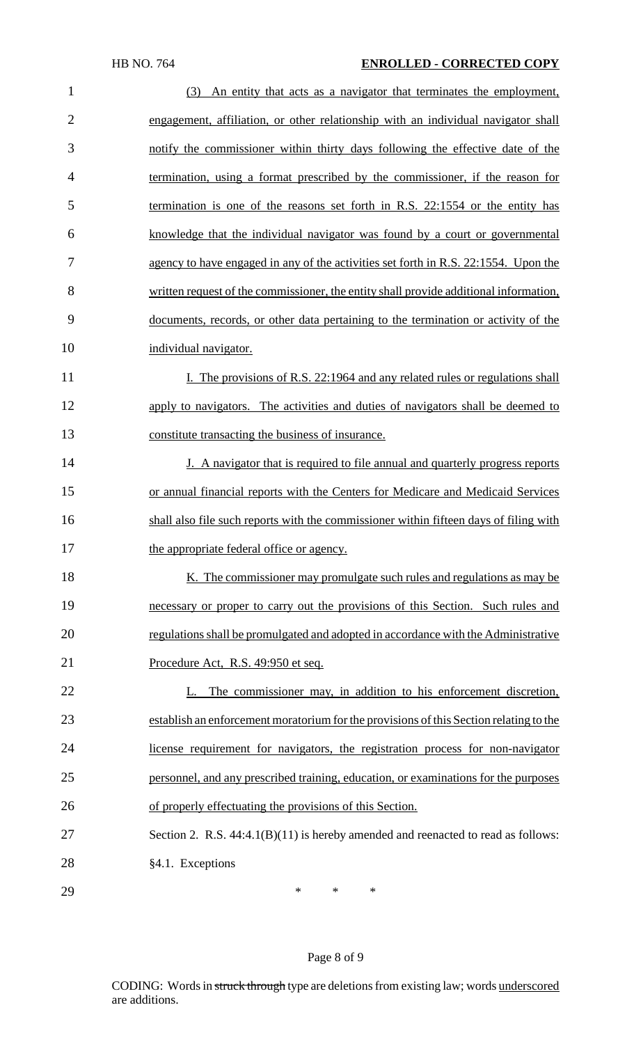(3) An entity that acts as a navigator that terminates the employment, engagement, affiliation, or other relationship with an individual navigator shall notify the commissioner within thirty days following the effective date of the termination, using a format prescribed by the commissioner, if the reason for termination is one of the reasons set forth in R.S. 22:1554 or the entity has knowledge that the individual navigator was found by a court or governmental agency to have engaged in any of the activities set forth in R.S. 22:1554. Upon the written request of the commissioner, the entity shall provide additional information, documents, records, or other data pertaining to the termination or activity of the individual navigator.

I. The provisions of R.S. 22:1964 and any related rules or regulations shall apply to navigators. The activities and duties of navigators shall be deemed to constitute transacting the business of insurance.

J. A navigator that is required to file annual and quarterly progress reports or annual financial reports with the Centers for Medicare and Medicaid Services shall also file such reports with the commissioner within fifteen days of filing with the appropriate federal office or agency.

K. The commissioner may promulgate such rules and regulations as may be necessary or proper to carry out the provisions of this Section. Such rules and regulations shall be promulgated and adopted in accordance with the Administrative Procedure Act, R.S. 49:950 et seq.

L. The commissioner may, in addition to his enforcement discretion, establish an enforcement moratorium for the provisions of this Section relating to the license requirement for navigators, the registration process for non-navigator personnel, and any prescribed training, education, or examinations for the purposes of properly effectuating the provisions of this Section.

Section 2. R.S. 44:4.1(B)(11) is hereby amended and reenacted to read as follows:

§4.1. Exceptions

\* \* \*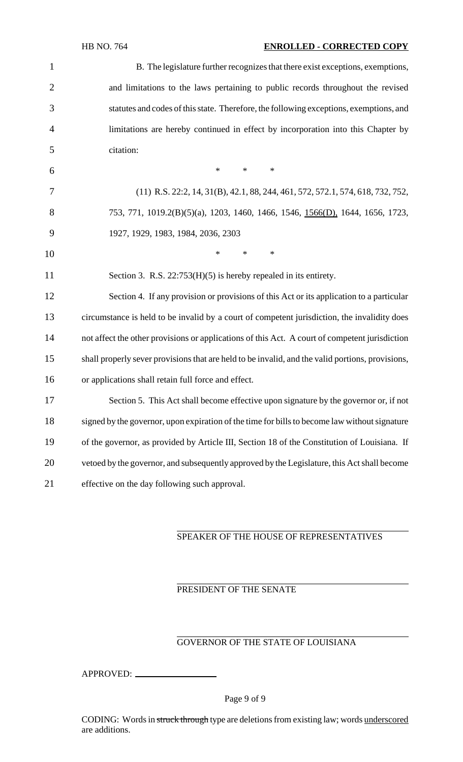B. The legislature further recognizes that there exist exceptions, exemptions, and limitations to the laws pertaining to public records throughout the revised statutes and codes of this state. Therefore, the following exceptions, exemptions, and limitations are hereby continued in effect by incorporation into this Chapter by citation:

\* \* \*

(11) R.S. 22:2, 14, 31(B), 42.1, 88, 244, 461, 572, 572.1, 574, 618, 732, 752, 753, 771, 1019.2(B)(5)(a), 1203, 1460, 1466, 1546, <u>1566(D),</u> 1644, 1656, 1723, 1927, 1929, 1983, 1984, 2036, 2303

\* \* \*

Section 3. R.S. 22:753(H)(5) is hereby repealed in its entirety.

Section 4. If any provision or provisions of this Act or its application to a particular circumstance is held to be invalid by a court of competent jurisdiction, the invalidity does not affect the other provisions or applications of this Act. A court of competent jurisdiction shall properly sever provisions that are held to be invalid, and the valid portions, provisions, or applications shall retain full force and effect.

Section 5. This Act shall become effective upon signature by the governor or, if not signed by the governor, upon expiration of the time for bills to become law without signature of the governor, as provided by Article III, Section 18 of the Constitution of Louisiana. If vetoed by the governor, and subsequently approved by the Legislature, this Act shall become effective on the day following such approval.

SPEAKER OF THE HOUSE OF REPRESENTATIVES

PRESIDENT OF THE SENATE

GOVERNOR OF THE STATE OF LOUISIANA

APPROVED: \_\_\_\_\_\_\_\_\_\_\_\_\_\_\_\_\_\_

CODING: Words in ~~struck through~~ type are deletions from existing law; words <u>underscored</u> are additions.